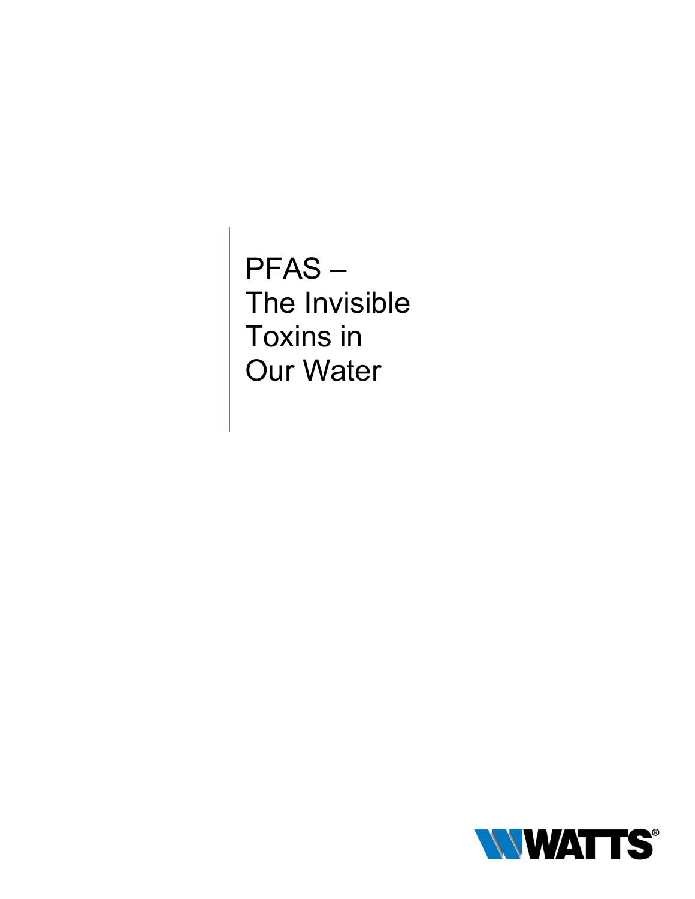# PFAS – The Invisible Toxins in Our Water

WATTS®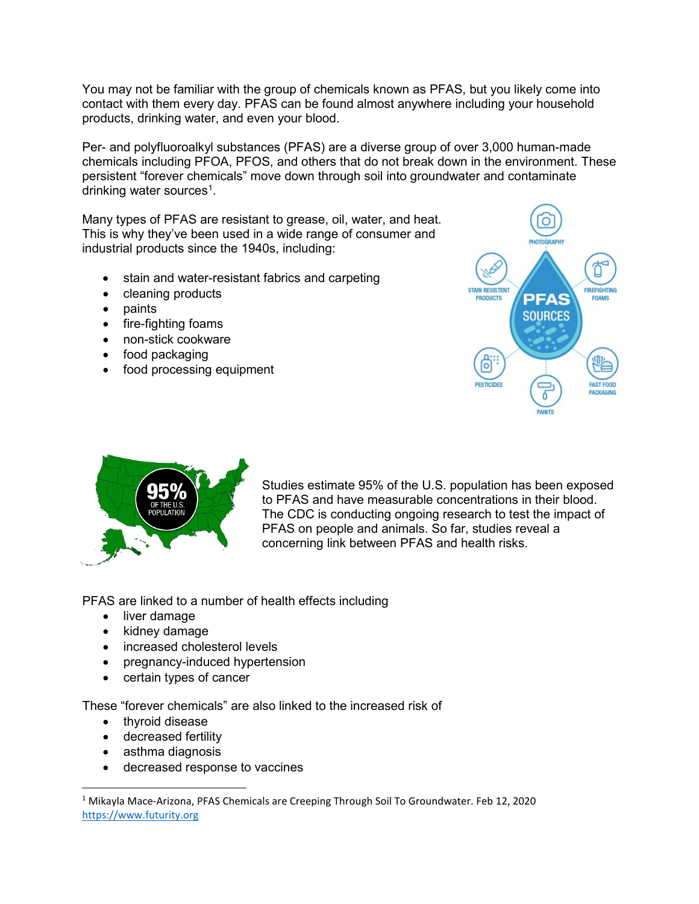You may not be familiar with the group of chemicals known as PFAS, but you likely come into contact with them every day. PFAS can be found almost anywhere including your household products, drinking water, and even your blood.

Per- and polyfluoroalkyl substances (PFAS) are a diverse group of over 3,000 human-made chemicals including PFOA, PFOS, and others that do not break down in the environment. These persistent "forever chemicals" move down through soil into groundwater and contaminate drinking water sources[1].

Many types of PFAS are resistant to grease, oil, water, and heat. This is why they've been used in a wide range of consumer and industrial products since the 1940s, including:

- stain and water-resistant fabrics and carpeting
- cleaning products
- paints
- fire-fighting foams
- non-stick cookware
- food packaging
- food processing equipment

Studies estimate 95% of the U.S. population has been exposed to PFAS and have measurable concentrations in their blood. The CDC is conducting ongoing research to test the impact of PFAS on people and animals. So far, studies reveal a concerning link between PFAS and health risks.

PFAS are linked to a number of health effects including

- liver damage
- kidney damage
- increased cholesterol levels
- pregnancy-induced hypertension
- certain types of cancer

These "forever chemicals" are also linked to the increased risk of

- thyroid disease
- decreased fertility
- asthma diagnosis
- decreased response to vaccines

---

[1] Mikayla Mace-Arizona, PFAS Chemicals are Creeping Through Soil To Groundwater. Feb 12, 2020 https://www.futurity.org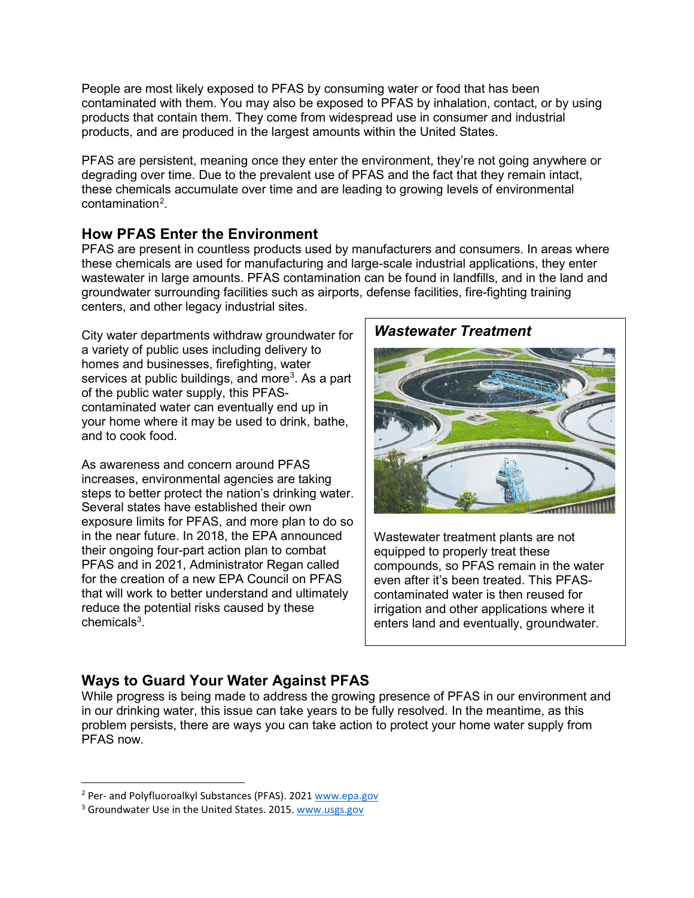People are most likely exposed to PFAS by consuming water or food that has been contaminated with them. You may also be exposed to PFAS by inhalation, contact, or by using products that contain them. They come from widespread use in consumer and industrial products, and are produced in the largest amounts within the United States.

PFAS are persistent, meaning once they enter the environment, they're not going anywhere or degrading over time. Due to the prevalent use of PFAS and the fact that they remain intact, these chemicals accumulate over time and are leading to growing levels of environmental contamination[2].

## How PFAS Enter the Environment

PFAS are present in countless products used by manufacturers and consumers. In areas where these chemicals are used for manufacturing and large-scale industrial applications, they enter wastewater in large amounts. PFAS contamination can be found in landfills, and in the land and groundwater surrounding facilities such as airports, defense facilities, fire-fighting training centers, and other legacy industrial sites.

City water departments withdraw groundwater for a variety of public uses including delivery to homes and businesses, firefighting, water services at public buildings, and more[3]. As a part of the public water supply, this PFAS-contaminated water can eventually end up in your home where it may be used to drink, bathe, and to cook food.

As awareness and concern around PFAS increases, environmental agencies are taking steps to better protect the nation's drinking water. Several states have established their own exposure limits for PFAS, and more plan to do so in the near future. In 2018, the EPA announced their ongoing four-part action plan to combat PFAS and in 2021, Administrator Regan called for the creation of a new EPA Council on PFAS that will work to better understand and ultimately reduce the potential risks caused by these chemicals[3].

### *Wastewater Treatment*

Wastewater treatment plants are not equipped to properly treat these compounds, so PFAS remain in the water even after it's been treated. This PFAS-contaminated water is then reused for irrigation and other applications where it enters land and eventually, groundwater.

## Ways to Guard Your Water Against PFAS

While progress is being made to address the growing presence of PFAS in our environment and in our drinking water, this issue can take years to be fully resolved. In the meantime, as this problem persists, there are ways you can take action to protect your home water supply from PFAS now.

---

[2] Per- and Polyfluoroalkyl Substances (PFAS). 2021 www.epa.gov

[3] Groundwater Use in the United States. 2015. www.usgs.gov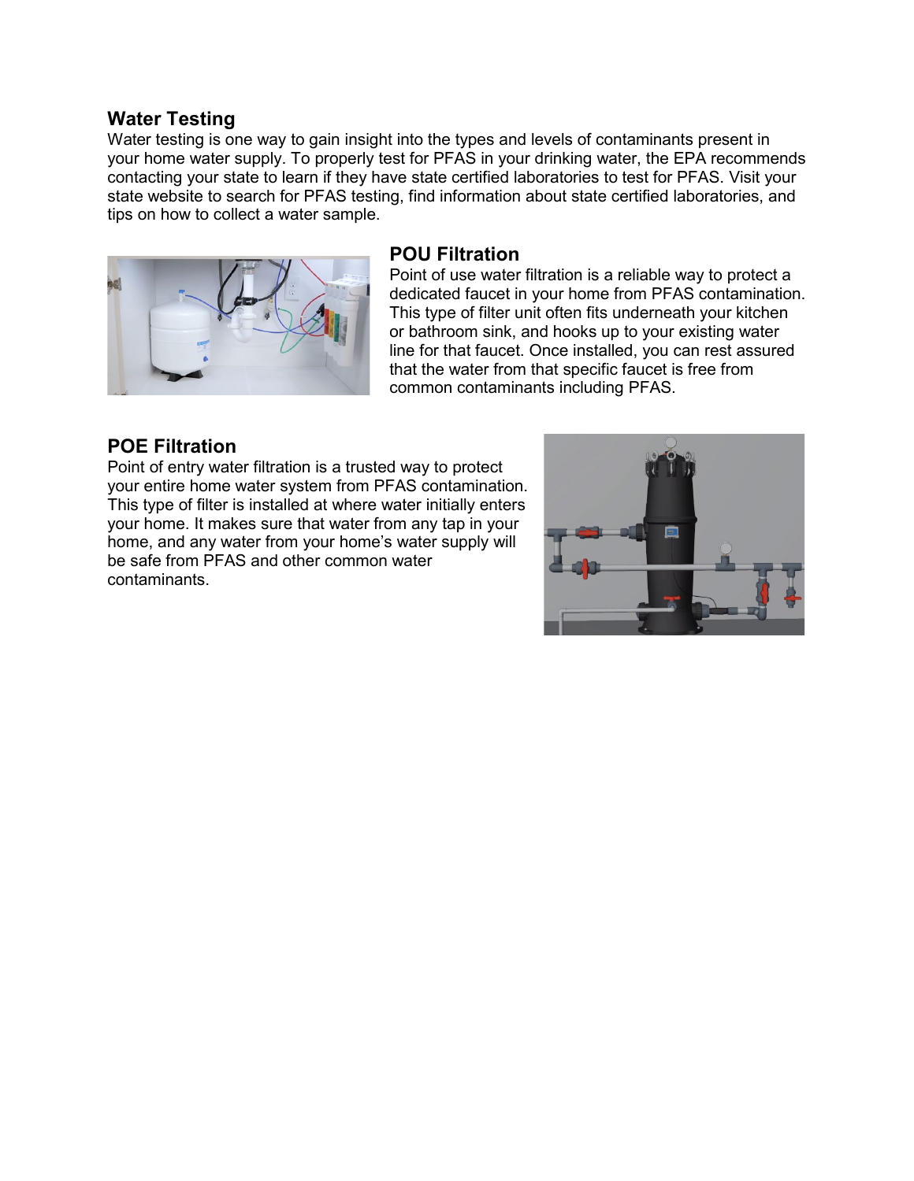## Water Testing

Water testing is one way to gain insight into the types and levels of contaminants present in your home water supply. To properly test for PFAS in your drinking water, the EPA recommends contacting your state to learn if they have state certified laboratories to test for PFAS. Visit your state website to search for PFAS testing, find information about state certified laboratories, and tips on how to collect a water sample.

## POU Filtration

Point of use water filtration is a reliable way to protect a dedicated faucet in your home from PFAS contamination. This type of filter unit often fits underneath your kitchen or bathroom sink, and hooks up to your existing water line for that faucet. Once installed, you can rest assured that the water from that specific faucet is free from common contaminants including PFAS.

## POE Filtration

Point of entry water filtration is a trusted way to protect your entire home water system from PFAS contamination. This type of filter is installed at where water initially enters your home. It makes sure that water from any tap in your home, and any water from your home's water supply will be safe from PFAS and other common water contaminants.